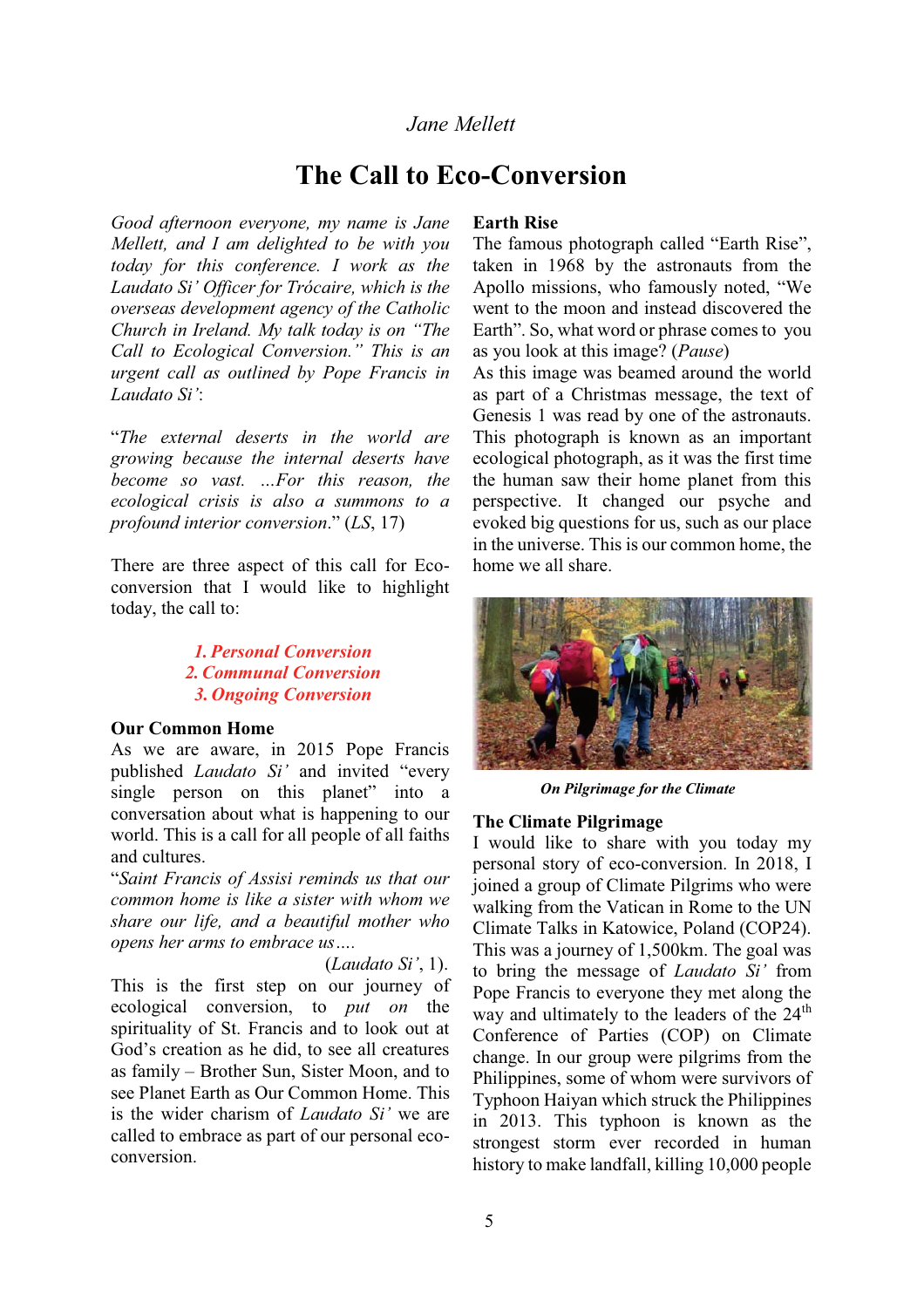*Jane Mellett*

# The Call to Eco-Conversion

*Good afternoon everyone, my name is Jane Mellett, and I am delighted to be with you today for this conference. I work as the Laudato Si' Officer for Trócaire, which is the overseas development agency of the Catholic Church in Ireland. My talk today is on "The Call to Ecological Conversion." This is an urgent call as outlined by Pope Francis in Laudato Si'*:

"*The external deserts in the world are growing because the internal deserts have become so vast. …For this reason, the ecological crisis is also a summons to a profound interior conversion*." (*LS*, 17)

There are three aspect of this call for Eco-conversion that I would like to highlight today, the call to:

1. ***Personal Conversion***
2. ***Communal Conversion***
3. ***Ongoing Conversion***

## Our Common Home

As we are aware, in 2015 Pope Francis published *Laudato Si'* and invited "every single person on this planet" into a conversation about what is happening to our world. This is a call for all people of all faiths and cultures.

"*Saint Francis of Assisi reminds us that our common home is like a sister with whom we share our life, and a beautiful mother who opens her arms to embrace us….*

(*Laudato Si'*, 1).

This is the first step on our journey of ecological conversion, to *put on* the spirituality of St. Francis and to look out at God's creation as he did, to see all creatures as family – Brother Sun, Sister Moon, and to see Planet Earth as Our Common Home. This is the wider charism of *Laudato Si'* we are called to embrace as part of our personal eco-conversion.

## Earth Rise

The famous photograph called "Earth Rise", taken in 1968 by the astronauts from the Apollo missions, who famously noted, "We went to the moon and instead discovered the Earth". So, what word or phrase comes to you as you look at this image? (*Pause*)

As this image was beamed around the world as part of a Christmas message, the text of Genesis 1 was read by one of the astronauts. This photograph is known as an important ecological photograph, as it was the first time the human saw their home planet from this perspective. It changed our psyche and evoked big questions for us, such as our place in the universe. This is our common home, the home we all share.

***On Pilgrimage for the Climate***

## The Climate Pilgrimage

I would like to share with you today my personal story of eco-conversion. In 2018, I joined a group of Climate Pilgrims who were walking from the Vatican in Rome to the UN Climate Talks in Katowice, Poland (COP24). This was a journey of 1,500km. The goal was to bring the message of *Laudato Si'* from Pope Francis to everyone they met along the way and ultimately to the leaders of the 24th Conference of Parties (COP) on Climate change. In our group were pilgrims from the Philippines, some of whom were survivors of Typhoon Haiyan which struck the Philippines in 2013. This typhoon is known as the strongest storm ever recorded in human history to make landfall, killing 10,000 people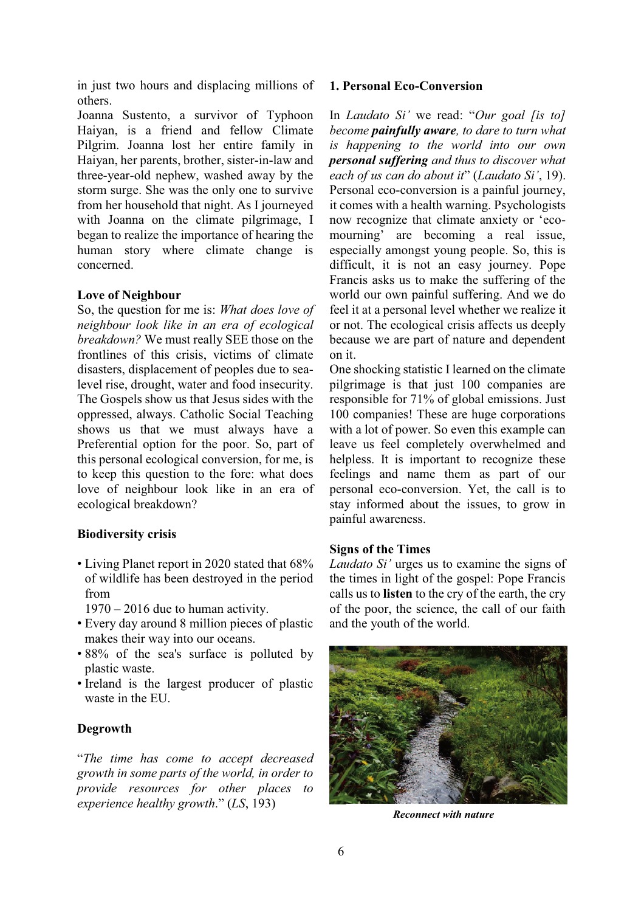in just two hours and displacing millions of others.

Joanna Sustento, a survivor of Typhoon Haiyan, is a friend and fellow Climate Pilgrim. Joanna lost her entire family in Haiyan, her parents, brother, sister-in-law and three-year-old nephew, washed away by the storm surge. She was the only one to survive from her household that night. As I journeyed with Joanna on the climate pilgrimage, I began to realize the importance of hearing the human story where climate change is concerned.

**Love of Neighbour**

So, the question for me is: *What does love of neighbour look like in an era of ecological breakdown?* We must really SEE those on the frontlines of this crisis, victims of climate disasters, displacement of peoples due to sea-level rise, drought, water and food insecurity. The Gospels show us that Jesus sides with the oppressed, always. Catholic Social Teaching shows us that we must always have a Preferential option for the poor. So, part of this personal ecological conversion, for me, is to keep this question to the fore: what does love of neighbour look like in an era of ecological breakdown?

**Biodiversity crisis**

- Living Planet report in 2020 stated that 68% of wildlife has been destroyed in the period from 1970 – 2016 due to human activity.
- Every day around 8 million pieces of plastic makes their way into our oceans.
- 88% of the sea's surface is polluted by plastic waste.
- Ireland is the largest producer of plastic waste in the EU.

**Degrowth**

"*The time has come to accept decreased growth in some parts of the world, in order to provide resources for other places to experience healthy growth*." (*LS*, 193)

**1. Personal Eco-Conversion**

In *Laudato Si'* we read: "*Our goal [is to] become **painfully aware**, to dare to turn what is happening to the world into our own **personal suffering** and thus to discover what each of us can do about it*" (*Laudato Si'*, 19). Personal eco-conversion is a painful journey, it comes with a health warning. Psychologists now recognize that climate anxiety or 'eco-mourning' are becoming a real issue, especially amongst young people. So, this is difficult, it is not an easy journey. Pope Francis asks us to make the suffering of the world our own painful suffering. And we do feel it at a personal level whether we realize it or not. The ecological crisis affects us deeply because we are part of nature and dependent on it.

One shocking statistic I learned on the climate pilgrimage is that just 100 companies are responsible for 71% of global emissions. Just 100 companies! These are huge corporations with a lot of power. So even this example can leave us feel completely overwhelmed and helpless. It is important to recognize these feelings and name them as part of our personal eco-conversion. Yet, the call is to stay informed about the issues, to grow in painful awareness.

**Signs of the Times**

*Laudato Si'* urges us to examine the signs of the times in light of the gospel: Pope Francis calls us to **listen** to the cry of the earth, the cry of the poor, the science, the call of our faith and the youth of the world.

***Reconnect with nature***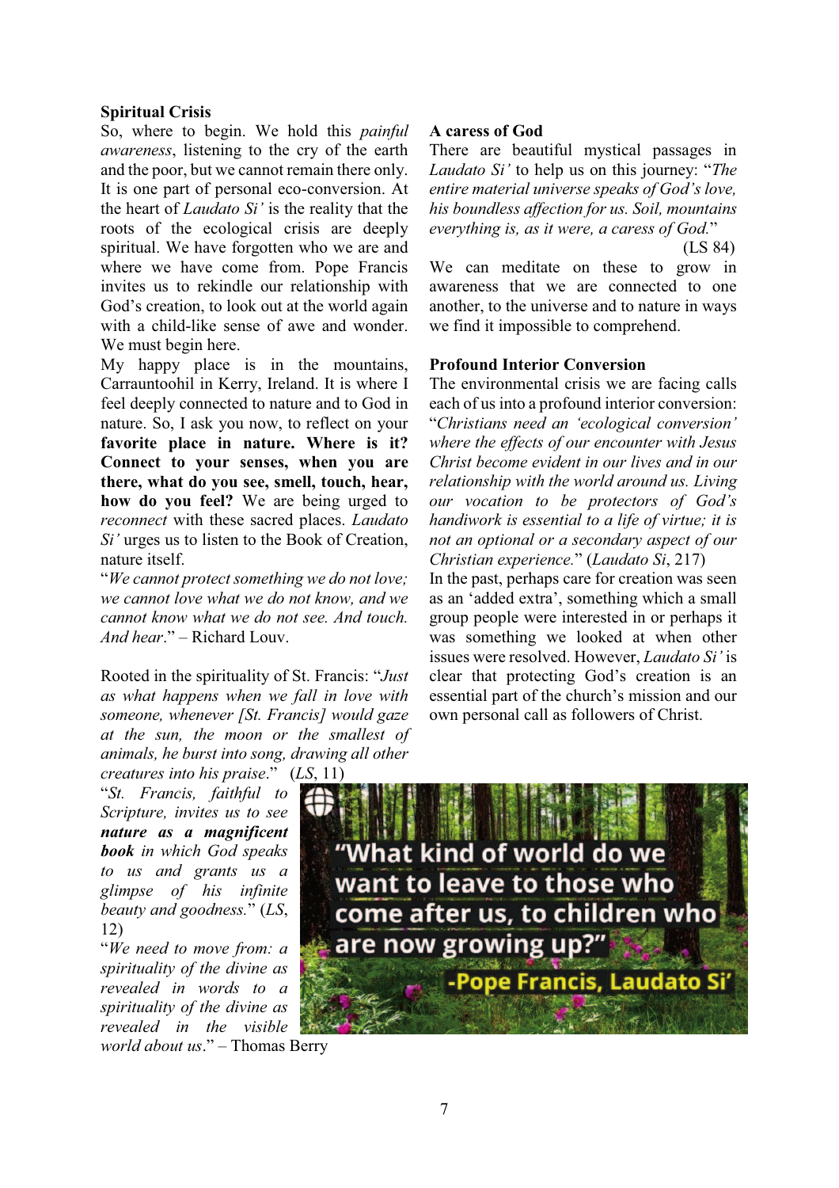## Spiritual Crisis

So, where to begin. We hold this *painful awareness*, listening to the cry of the earth and the poor, but we cannot remain there only. It is one part of personal eco-conversion. At the heart of *Laudato Si'* is the reality that the roots of the ecological crisis are deeply spiritual. We have forgotten who we are and where we have come from. Pope Francis invites us to rekindle our relationship with God's creation, to look out at the world again with a child-like sense of awe and wonder. We must begin here.

My happy place is in the mountains, Carrauntoohil in Kerry, Ireland. It is where I feel deeply connected to nature and to God in nature. So, I ask you now, to reflect on your **favorite place in nature. Where is it? Connect to your senses, when you are there, what do you see, smell, touch, hear, how do you feel?** We are being urged to *reconnect* with these sacred places. *Laudato Si'* urges us to listen to the Book of Creation, nature itself.

"*We cannot protect something we do not love; we cannot love what we do not know, and we cannot know what we do not see. And touch. And hear*." – Richard Louv.

Rooted in the spirituality of St. Francis: "*Just as what happens when we fall in love with someone, whenever [St. Francis] would gaze at the sun, the moon or the smallest of animals, he burst into song, drawing all other creatures into his praise*." (*LS*, 11)

"*St. Francis, faithful to Scripture, invites us to see* ***nature as a magnificent book*** *in which God speaks to us and grants us a glimpse of his infinite beauty and goodness.*" (*LS*, 12)

"*We need to move from: a spirituality of the divine as revealed in words to a spirituality of the divine as revealed in the visible world about us*." – Thomas Berry

"What kind of world do we want to leave to those who come after us, to children who are now growing up?"
-Pope Francis, Laudato Si'

## A caress of God

There are beautiful mystical passages in *Laudato Si'* to help us on this journey: "*The entire material universe speaks of God's love, his boundless affection for us. Soil, mountains everything is, as it were, a caress of God.*" (LS 84)

We can meditate on these to grow in awareness that we are connected to one another, to the universe and to nature in ways we find it impossible to comprehend.

## Profound Interior Conversion

The environmental crisis we are facing calls each of us into a profound interior conversion: "*Christians need an 'ecological conversion' where the effects of our encounter with Jesus Christ become evident in our lives and in our relationship with the world around us. Living our vocation to be protectors of God's handiwork is essential to a life of virtue; it is not an optional or a secondary aspect of our Christian experience.*" (*Laudato Si*, 217)

In the past, perhaps care for creation was seen as an 'added extra', something which a small group people were interested in or perhaps it was something we looked at when other issues were resolved. However, *Laudato Si'* is clear that protecting God's creation is an essential part of the church's mission and our own personal call as followers of Christ.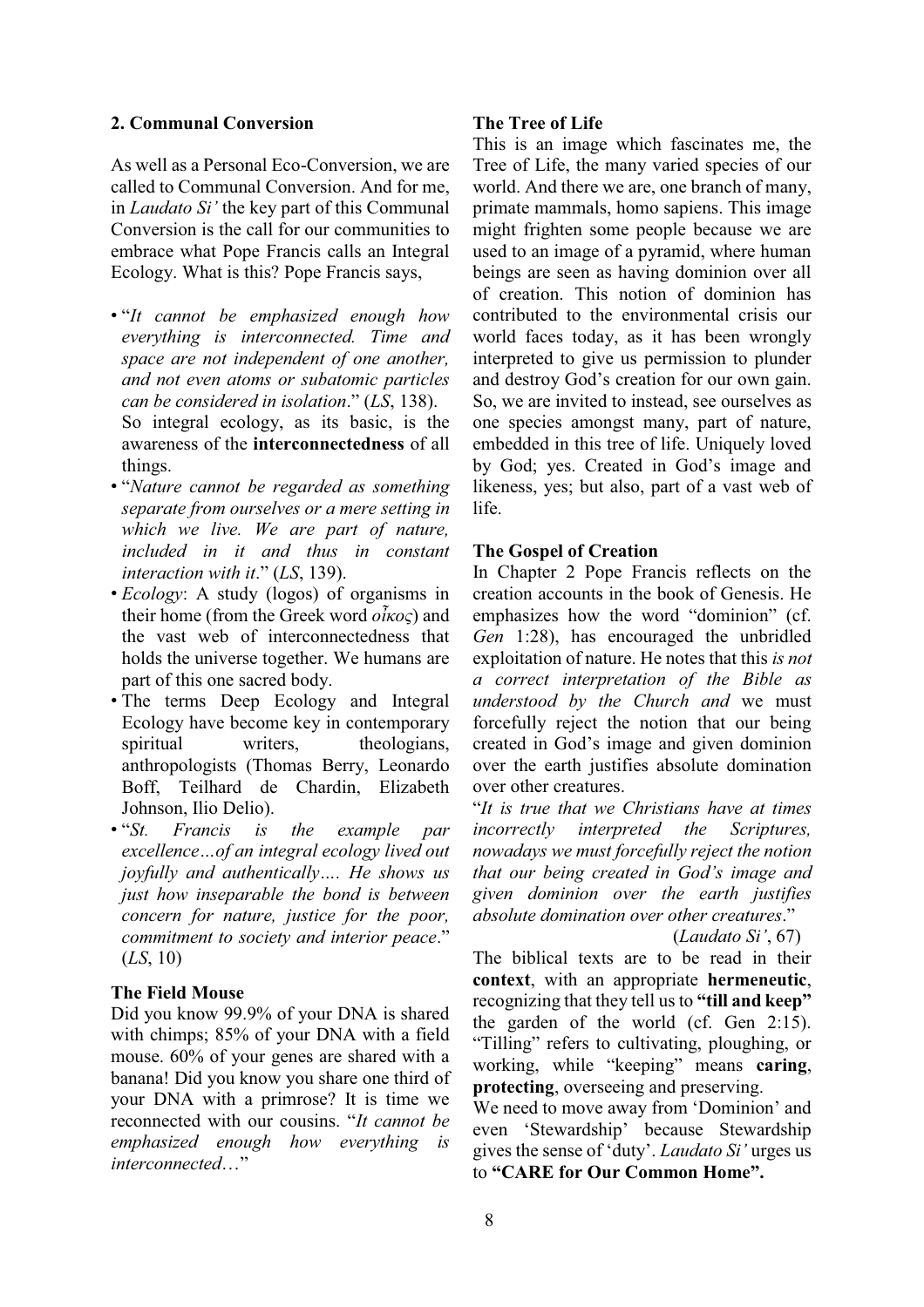## 2. Communal Conversion

As well as a Personal Eco-Conversion, we are called to Communal Conversion. And for me, in *Laudato Si'* the key part of this Communal Conversion is the call for our communities to embrace what Pope Francis calls an Integral Ecology. What is this? Pope Francis says,

- "*It cannot be emphasized enough how everything is interconnected. Time and space are not independent of one another, and not even atoms or subatomic particles can be considered in isolation*." (*LS*, 138).
  So integral ecology, as its basic, is the awareness of the **interconnectedness** of all things.
- "*Nature cannot be regarded as something separate from ourselves or a mere setting in which we live. We are part of nature, included in it and thus in constant interaction with it*." (*LS*, 139).
- *Ecology*: A study (logos) of organisms in their home (from the Greek word *οἶκος*) and the vast web of interconnectedness that holds the universe together. We humans are part of this one sacred body.
- The terms Deep Ecology and Integral Ecology have become key in contemporary spiritual writers, theologians, anthropologists (Thomas Berry, Leonardo Boff, Teilhard de Chardin, Elizabeth Johnson, Ilio Delio).
- "*St. Francis is the example par excellence…of an integral ecology lived out joyfully and authentically…. He shows us just how inseparable the bond is between concern for nature, justice for the poor, commitment to society and interior peace*." (*LS*, 10)

### The Field Mouse

Did you know 99.9% of your DNA is shared with chimps; 85% of your DNA with a field mouse. 60% of your genes are shared with a banana! Did you know you share one third of your DNA with a primrose? It is time we reconnected with our cousins. "*It cannot be emphasized enough how everything is interconnected*…"

### The Tree of Life

This is an image which fascinates me, the Tree of Life, the many varied species of our world. And there we are, one branch of many, primate mammals, homo sapiens. This image might frighten some people because we are used to an image of a pyramid, where human beings are seen as having dominion over all of creation. This notion of dominion has contributed to the environmental crisis our world faces today, as it has been wrongly interpreted to give us permission to plunder and destroy God's creation for our own gain. So, we are invited to instead, see ourselves as one species amongst many, part of nature, embedded in this tree of life. Uniquely loved by God; yes. Created in God's image and likeness, yes; but also, part of a vast web of life.

### The Gospel of Creation

In Chapter 2 Pope Francis reflects on the creation accounts in the book of Genesis. He emphasizes how the word "dominion" (cf. *Gen* 1:28), has encouraged the unbridled exploitation of nature. He notes that this *is not a correct interpretation of the Bible as understood by the Church and* we must forcefully reject the notion that our being created in God's image and given dominion over the earth justifies absolute domination over other creatures.

"*It is true that we Christians have at times incorrectly interpreted the Scriptures, nowadays we must forcefully reject the notion that our being created in God's image and given dominion over the earth justifies absolute domination over other creatures*."

(*Laudato Si'*, 67)

The biblical texts are to be read in their **context**, with an appropriate **hermeneutic**, recognizing that they tell us to **"till and keep"** the garden of the world (cf. Gen 2:15). "Tilling" refers to cultivating, ploughing, or working, while "keeping" means **caring**, **protecting**, overseeing and preserving.

We need to move away from 'Dominion' and even 'Stewardship' because Stewardship gives the sense of 'duty'. *Laudato Si'* urges us to **"CARE for Our Common Home".**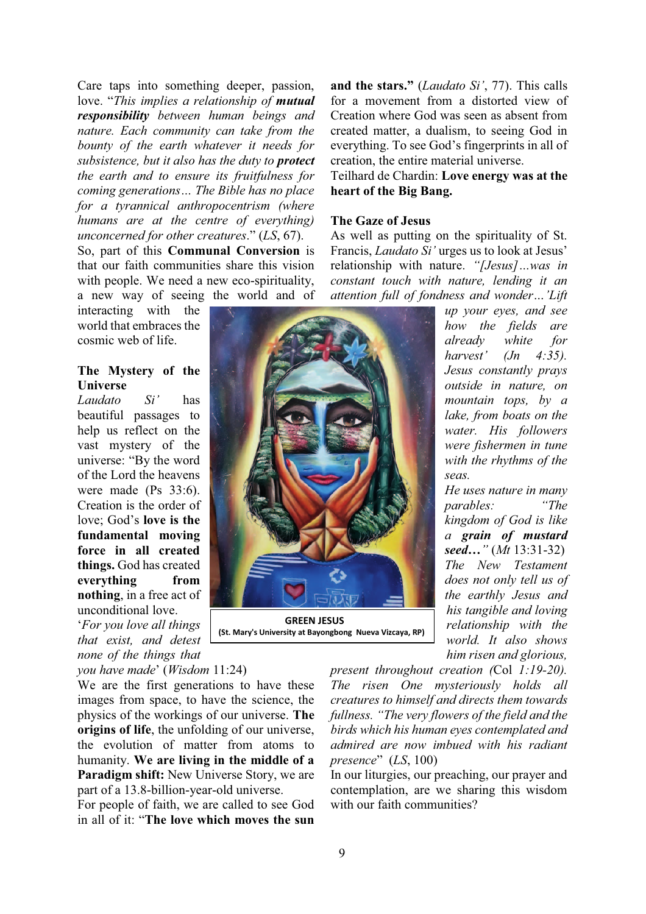Care taps into something deeper, passion, love. "*This implies a relationship of **mutual responsibility** between human beings and nature. Each community can take from the bounty of the earth whatever it needs for subsistence, but it also has the duty to **protect** the earth and to ensure its fruitfulness for coming generations… The Bible has no place for a tyrannical anthropocentrism (where humans are at the centre of everything) unconcerned for other creatures*." (*LS*, 67).

So, part of this **Communal Conversion** is that our faith communities share this vision with people. We need a new eco-spirituality, a new way of seeing the world and of interacting with the world that embraces the cosmic web of life.

## The Mystery of the Universe

*Laudato Si'* has beautiful passages to help us reflect on the vast mystery of the universe: "By the word of the Lord the heavens were made (Ps 33:6). Creation is the order of love; God's **love is the fundamental moving force in all created things.** God has created **everything from nothing**, in a free act of unconditional love.

'*For you love all things that exist, and detest none of the things that you have made*' (*Wisdom* 11:24)

We are the first generations to have these images from space, to have the science, the physics of the workings of our universe. **The origins of life**, the unfolding of our universe, the evolution of matter from atoms to humanity. **We are living in the middle of a Paradigm shift:** New Universe Story, we are part of a 13.8-billion-year-old universe.

For people of faith, we are called to see God in all of it: "**The love which moves the sun and the stars.**" (*Laudato Si'*, 77). This calls for a movement from a distorted view of Creation where God was seen as absent from created matter, a dualism, to seeing God in everything. To see God's fingerprints in all of creation, the entire material universe.

Teilhard de Chardin: **Love energy was at the heart of the Big Bang.**

**GREEN JESUS**
**(St. Mary's University at Bayongbong Nueva Vizcaya, RP)**

## The Gaze of Jesus

As well as putting on the spirituality of St. Francis, *Laudato Si'* urges us to look at Jesus' relationship with nature. *"[Jesus]…was in constant touch with nature, lending it an attention full of fondness and wonder…'Lift up your eyes, and see how the fields are already white for harvest' (Jn 4:35). Jesus constantly prays outside in nature, on mountain tops, by a lake, from boats on the water. His followers were fishermen in tune with the rhythms of the seas.*

*He uses nature in many parables: "The kingdom of God is like a **grain of mustard seed…**"* (*Mt* 13:31-32) *The New Testament does not only tell us of the earthly Jesus and his tangible and loving relationship with the world. It also shows him risen and glorious, present throughout creation* (Col *1:19-20). The risen One mysteriously holds all creatures to himself and directs them towards fullness. "The very flowers of the field and the birds which his human eyes contemplated and admired are now imbued with his radiant presence*" (*LS*, 100)

In our liturgies, our preaching, our prayer and contemplation, are we sharing this wisdom with our faith communities?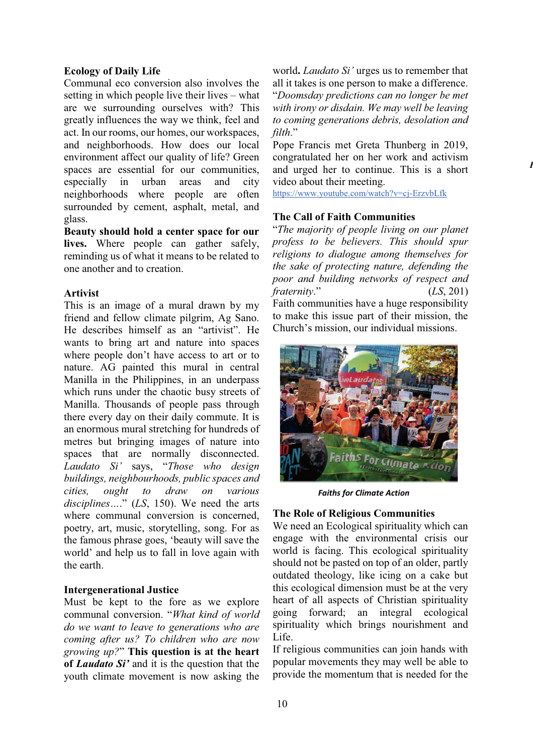## Ecology of Daily Life

Communal eco conversion also involves the setting in which people live their lives – what are we surrounding ourselves with? This greatly influences the way we think, feel and act. In our rooms, our homes, our workspaces, and neighborhoods. How does our local environment affect our quality of life? Green spaces are essential for our communities, especially in urban areas and city neighborhoods where people are often surrounded by cement, asphalt, metal, and glass.

**Beauty should hold a center space for our lives.** Where people can gather safely, reminding us of what it means to be related to one another and to creation.

## Artivist

This is an image of a mural drawn by my friend and fellow climate pilgrim, Ag Sano. He describes himself as an "artivist". He wants to bring art and nature into spaces where people don't have access to art or to nature. AG painted this mural in central Manilla in the Philippines, in an underpass which runs under the chaotic busy streets of Manilla. Thousands of people pass through there every day on their daily commute. It is an enormous mural stretching for hundreds of metres but bringing images of nature into spaces that are normally disconnected. *Laudato Si'* says, "*Those who design buildings, neighbourhoods, public spaces and cities, ought to draw on various disciplines….*" (*LS*, 150). We need the arts where communal conversion is concerned, poetry, art, music, storytelling, song. For as the famous phrase goes, 'beauty will save the world' and help us to fall in love again with the earth.

## Intergenerational Justice

Must be kept to the fore as we explore communal conversion. "*What kind of world do we want to leave to generations who are coming after us? To children who are now growing up?*" **This question is at the heart of *Laudato Si'*** and it is the question that the youth climate movement is now asking the world**.** *Laudato Si'* urges us to remember that all it takes is one person to make a difference. "*Doomsday predictions can no longer be met with irony or disdain. We may well be leaving to coming generations debris, desolation and filth.*"

Pope Francis met Greta Thunberg in 2019, congratulated her on her work and activism and urged her to continue. This is a short video about their meeting.
https://www.youtube.com/watch?v=cj-ErzvbLfk

## The Call of Faith Communities

"*The majority of people living on our planet profess to be believers. This should spur religions to dialogue among themselves for the sake of protecting nature, defending the poor and building networks of respect and fraternity*." (*LS*, 201)

Faith communities have a huge responsibility to make this issue part of their mission, the Church's mission, our individual missions.

*Faiths for Climate Action*

## The Role of Religious Communities

We need an Ecological spirituality which can engage with the environmental crisis our world is facing. This ecological spirituality should not be pasted on top of an older, partly outdated theology, like icing on a cake but this ecological dimension must be at the very heart of all aspects of Christian spirituality going forward; an integral ecological spirituality which brings nourishment and Life.

If religious communities can join hands with popular movements they may well be able to provide the momentum that is needed for the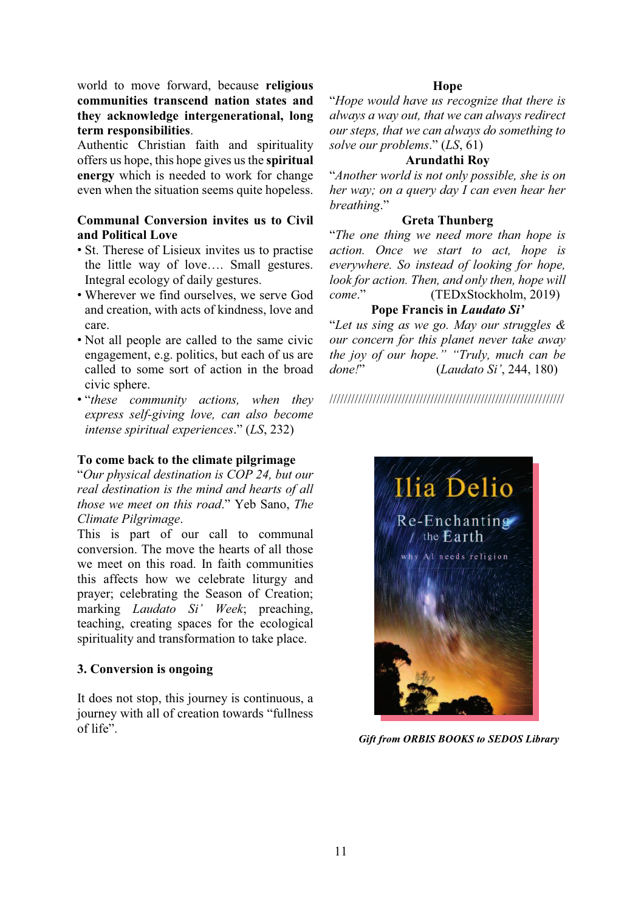world to move forward, because **religious communities transcend nation states and they acknowledge intergenerational, long term responsibilities**.

Authentic Christian faith and spirituality offers us hope, this hope gives us the **spiritual energy** which is needed to work for change even when the situation seems quite hopeless.

**Communal Conversion invites us to Civil and Political Love**

- St. Therese of Lisieux invites us to practise the little way of love…. Small gestures. Integral ecology of daily gestures.
- Wherever we find ourselves, we serve God and creation, with acts of kindness, love and care.
- Not all people are called to the same civic engagement, e.g. politics, but each of us are called to some sort of action in the broad civic sphere.
- "*these community actions, when they express self-giving love, can also become intense spiritual experiences*." (*LS*, 232)

**To come back to the climate pilgrimage**

"*Our physical destination is COP 24, but our real destination is the mind and hearts of all those we meet on this road*." Yeb Sano, *The Climate Pilgrimage*.

This is part of our call to communal conversion. The move the hearts of all those we meet on this road. In faith communities this affects how we celebrate liturgy and prayer; celebrating the Season of Creation; marking *Laudato Si' Week*; preaching, teaching, creating spaces for the ecological spirituality and transformation to take place.

**3. Conversion is ongoing**

It does not stop, this journey is continuous, a journey with all of creation towards "fullness of life".

**Hope**

"*Hope would have us recognize that there is always a way out, that we can always redirect our steps, that we can always do something to solve our problems*." (*LS*, 61)

**Arundathi Roy**

"*Another world is not only possible, she is on her way; on a query day I can even hear her breathing*."

**Greta Thunberg**

"*The one thing we need more than hope is action. Once we start to act, hope is everywhere. So instead of looking for hope, look for action. Then, and only then, hope will come*." (TEDxStockholm, 2019)

**Pope Francis in *Laudato Si'***

"*Let us sing as we go. May our struggles & our concern for this planet never take away the joy of our hope.*" "*Truly, much can be done!*" (*Laudato Si'*, 244, 180)

////////////////////////////////////////////////////////////////////

Ilia Delio

Re-Enchanting the Earth

why AI needs religion

***Gift from ORBIS BOOKS to SEDOS Library***